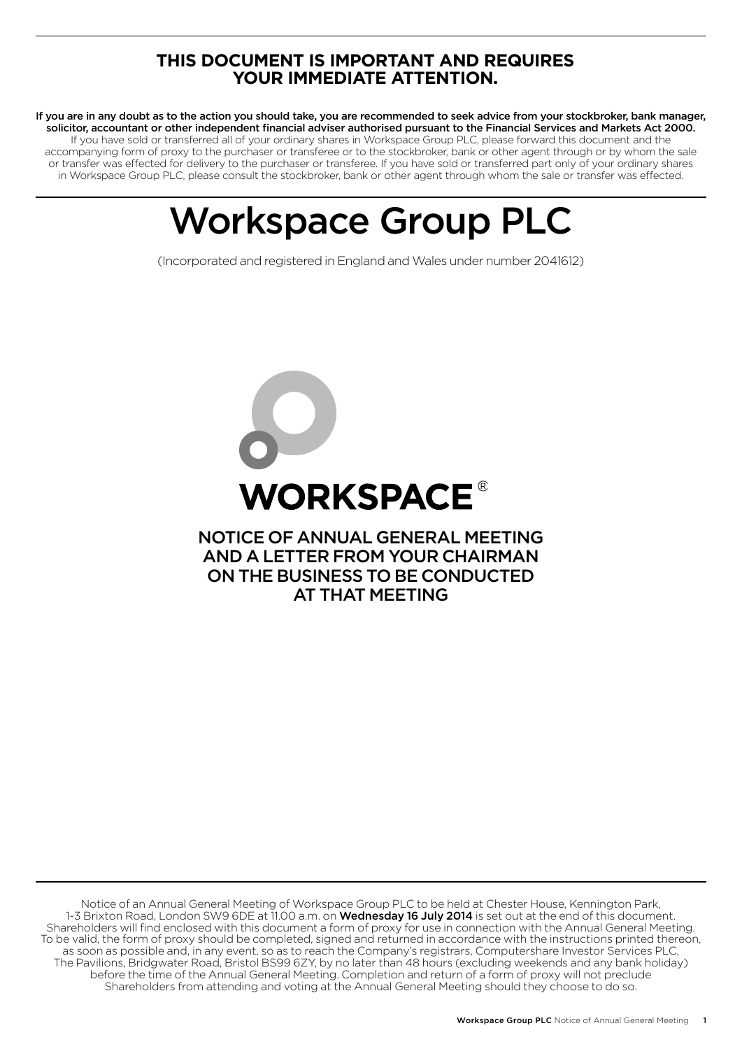**THIS DOCUMENT IS IMPORTANT AND REQUIRES YOUR IMMEDIATE ATTENTION.**

**If you are in any doubt as to the action you should take, you are recommended to seek advice from your stockbroker, bank manager, solicitor, accountant or other independent financial adviser authorised pursuant to the Financial Services and Markets Act 2000.** If you have sold or transferred all of your ordinary shares in Workspace Group PLC, please forward this document and the accompanying form of proxy to the purchaser or transferee or to the stockbroker, bank or other agent through or by whom the sale or transfer was effected for delivery to the purchaser or transferee. If you have sold or transferred part only of your ordinary shares in Workspace Group PLC, please consult the stockbroker, bank or other agent through whom the sale or transfer was effected.

# Workspace Group PLC

(Incorporated and registered in England and Wales under number 2041612)

**WORKSPACE®**

## NOTICE OF ANNUAL GENERAL MEETING AND A LETTER FROM YOUR CHAIRMAN ON THE BUSINESS TO BE CONDUCTED AT THAT MEETING

Notice of an Annual General Meeting of Workspace Group PLC to be held at Chester House, Kennington Park, 1-3 Brixton Road, London SW9 6DE at 11.00 a.m. on **Wednesday 16 July 2014** is set out at the end of this document. Shareholders will find enclosed with this document a form of proxy for use in connection with the Annual General Meeting. To be valid, the form of proxy should be completed, signed and returned in accordance with the instructions printed thereon, as soon as possible and, in any event, so as to reach the Company's registrars, Computershare Investor Services PLC, The Pavilions, Bridgwater Road, Bristol BS99 6ZY, by no later than 48 hours (excluding weekends and any bank holiday) before the time of the Annual General Meeting. Completion and return of a form of proxy will not preclude Shareholders from attending and voting at the Annual General Meeting should they choose to do so.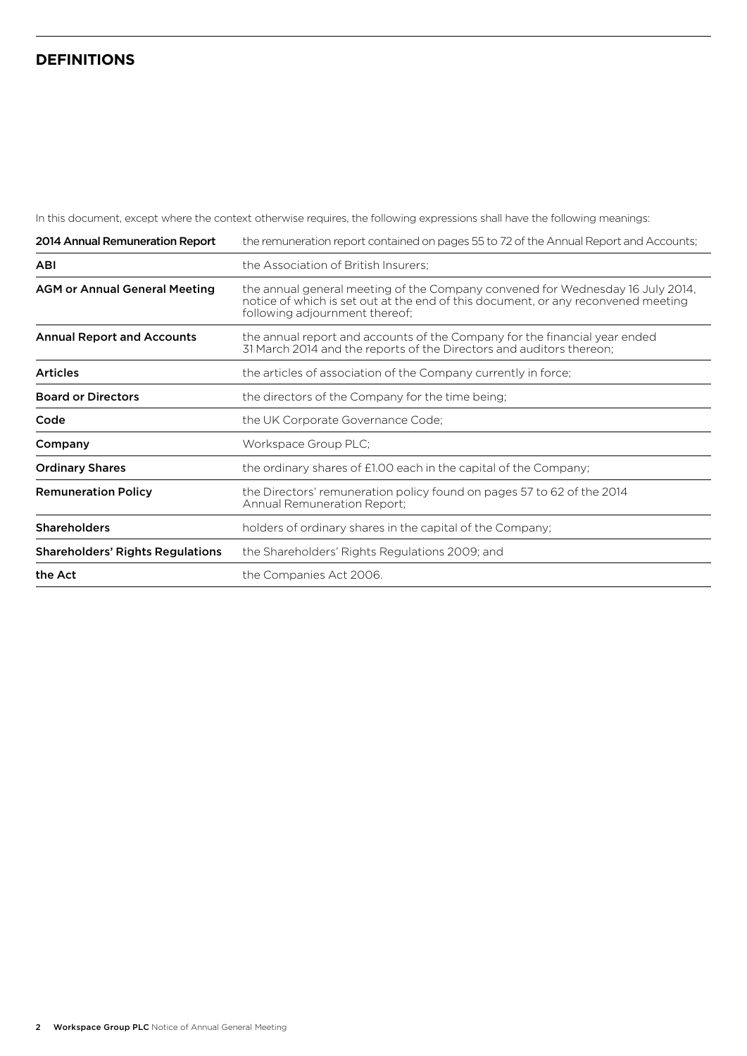# DEFINITIONS

In this document, except where the context otherwise requires, the following expressions shall have the following meanings:

| Term | Meaning |
|---|---|
| **2014 Annual Remuneration Report** | the remuneration report contained on pages 55 to 72 of the Annual Report and Accounts; |
| **ABI** | the Association of British Insurers; |
| **AGM or Annual General Meeting** | the annual general meeting of the Company convened for Wednesday 16 July 2014, notice of which is set out at the end of this document, or any reconvened meeting following adjournment thereof; |
| **Annual Report and Accounts** | the annual report and accounts of the Company for the financial year ended 31 March 2014 and the reports of the Directors and auditors thereon; |
| **Articles** | the articles of association of the Company currently in force; |
| **Board or Directors** | the directors of the Company for the time being; |
| **Code** | the UK Corporate Governance Code; |
| **Company** | Workspace Group PLC; |
| **Ordinary Shares** | the ordinary shares of £1.00 each in the capital of the Company; |
| **Remuneration Policy** | the Directors' remuneration policy found on pages 57 to 62 of the 2014 Annual Remuneration Report; |
| **Shareholders** | holders of ordinary shares in the capital of the Company; |
| **Shareholders' Rights Regulations** | the Shareholders' Rights Regulations 2009; and |
| **the Act** | the Companies Act 2006. |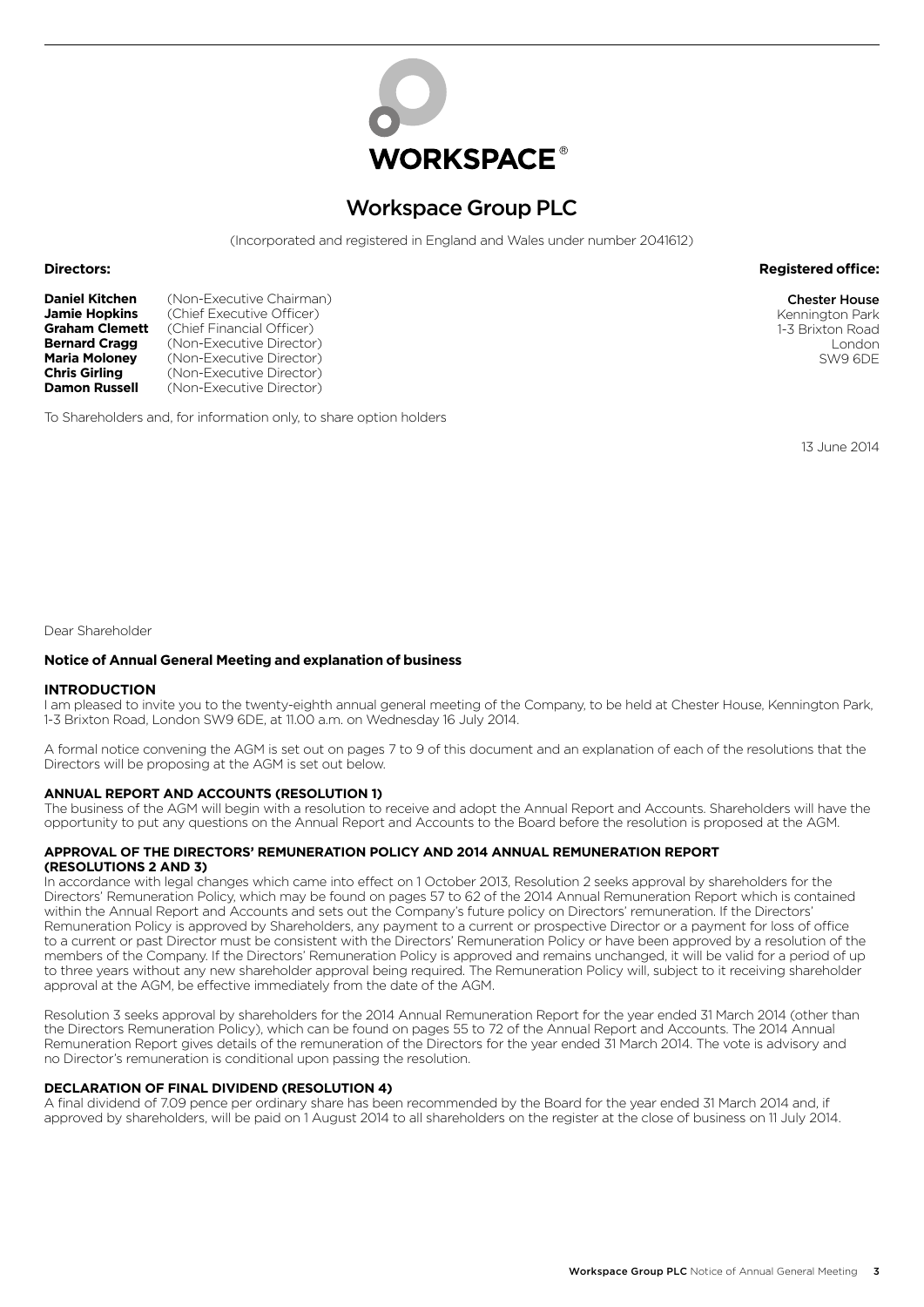# Workspace Group PLC

(Incorporated and registered in England and Wales under number 2041612)

**Directors:**

**Daniel Kitchen** (Non-Executive Chairman)
**Jamie Hopkins** (Chief Executive Officer)
**Graham Clemett** (Chief Financial Officer)
**Bernard Cragg** (Non-Executive Director)
**Maria Moloney** (Non-Executive Director)
**Chris Girling** (Non-Executive Director)
**Damon Russell** (Non-Executive Director)

**Registered office:**

Chester House
Kennington Park
1-3 Brixton Road
London
SW9 6DE

To Shareholders and, for information only, to share option holders

13 June 2014

Dear Shareholder

**Notice of Annual General Meeting and explanation of business**

## INTRODUCTION

I am pleased to invite you to the twenty-eighth annual general meeting of the Company, to be held at Chester House, Kennington Park, 1-3 Brixton Road, London SW9 6DE, at 11.00 a.m. on Wednesday 16 July 2014.

A formal notice convening the AGM is set out on pages 7 to 9 of this document and an explanation of each of the resolutions that the Directors will be proposing at the AGM is set out below.

## ANNUAL REPORT AND ACCOUNTS (RESOLUTION 1)

The business of the AGM will begin with a resolution to receive and adopt the Annual Report and Accounts. Shareholders will have the opportunity to put any questions on the Annual Report and Accounts to the Board before the resolution is proposed at the AGM.

## APPROVAL OF THE DIRECTORS' REMUNERATION POLICY AND 2014 ANNUAL REMUNERATION REPORT (RESOLUTIONS 2 AND 3)

In accordance with legal changes which came into effect on 1 October 2013, Resolution 2 seeks approval by shareholders for the Directors' Remuneration Policy, which may be found on pages 57 to 62 of the 2014 Annual Remuneration Report which is contained within the Annual Report and Accounts and sets out the Company's future policy on Directors' remuneration. If the Directors' Remuneration Policy is approved by Shareholders, any payment to a current or prospective Director or a payment for loss of office to a current or past Director must be consistent with the Directors' Remuneration Policy or have been approved by a resolution of the members of the Company. If the Directors' Remuneration Policy is approved and remains unchanged, it will be valid for a period of up to three years without any new shareholder approval being required. The Remuneration Policy will, subject to it receiving shareholder approval at the AGM, be effective immediately from the date of the AGM.

Resolution 3 seeks approval by shareholders for the 2014 Annual Remuneration Report for the year ended 31 March 2014 (other than the Directors Remuneration Policy), which can be found on pages 55 to 72 of the Annual Report and Accounts. The 2014 Annual Remuneration Report gives details of the remuneration of the Directors for the year ended 31 March 2014. The vote is advisory and no Director's remuneration is conditional upon passing the resolution.

## DECLARATION OF FINAL DIVIDEND (RESOLUTION 4)

A final dividend of 7.09 pence per ordinary share has been recommended by the Board for the year ended 31 March 2014 and, if approved by shareholders, will be paid on 1 August 2014 to all shareholders on the register at the close of business on 11 July 2014.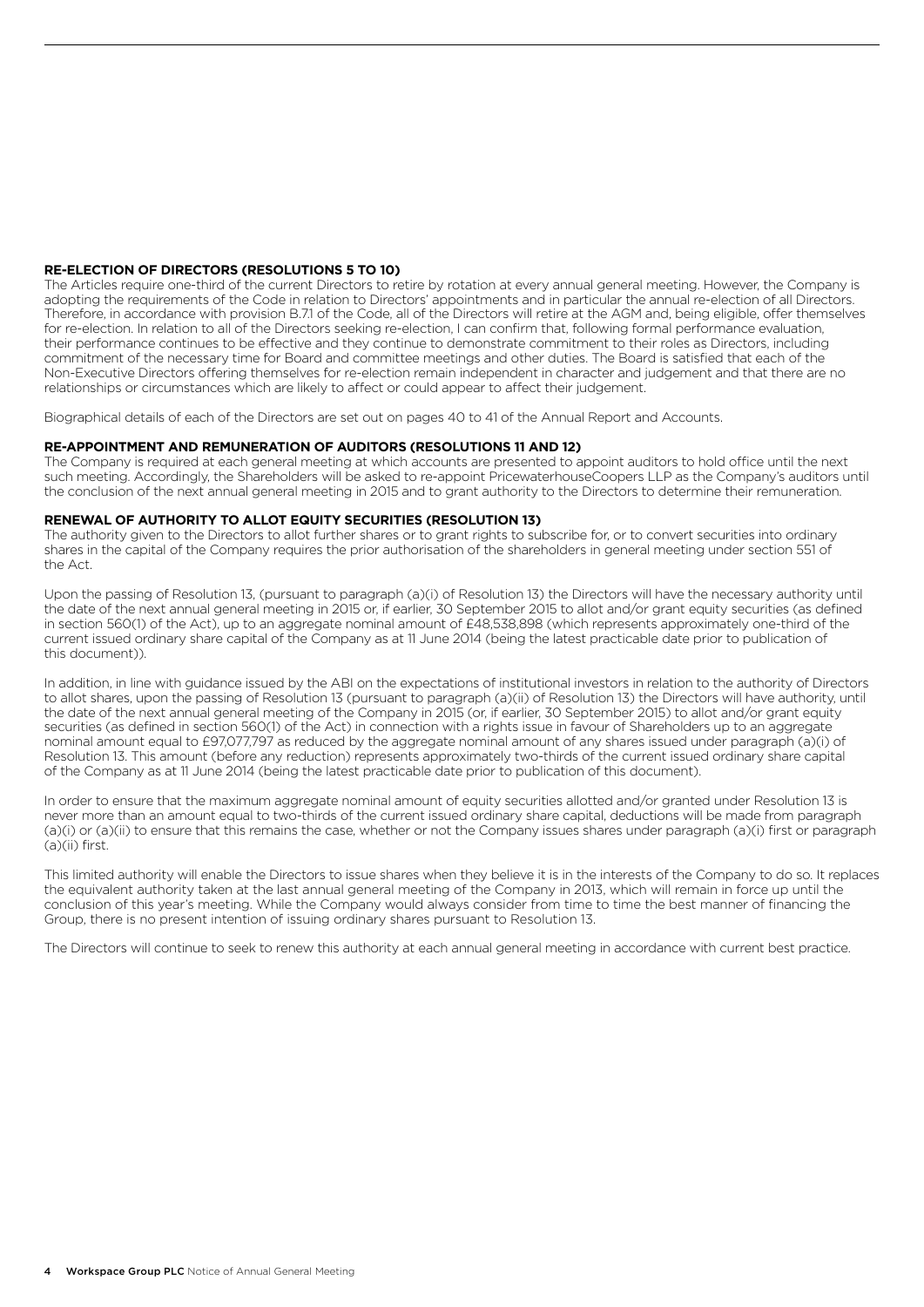### RE-ELECTION OF DIRECTORS (RESOLUTIONS 5 TO 10)

The Articles require one-third of the current Directors to retire by rotation at every annual general meeting. However, the Company is adopting the requirements of the Code in relation to Directors' appointments and in particular the annual re-election of all Directors. Therefore, in accordance with provision B.7.1 of the Code, all of the Directors will retire at the AGM and, being eligible, offer themselves for re-election. In relation to all of the Directors seeking re-election, I can confirm that, following formal performance evaluation, their performance continues to be effective and they continue to demonstrate commitment to their roles as Directors, including commitment of the necessary time for Board and committee meetings and other duties. The Board is satisfied that each of the Non-Executive Directors offering themselves for re-election remain independent in character and judgement and that there are no relationships or circumstances which are likely to affect or could appear to affect their judgement.

Biographical details of each of the Directors are set out on pages 40 to 41 of the Annual Report and Accounts.

### RE-APPOINTMENT AND REMUNERATION OF AUDITORS (RESOLUTIONS 11 AND 12)

The Company is required at each general meeting at which accounts are presented to appoint auditors to hold office until the next such meeting. Accordingly, the Shareholders will be asked to re-appoint PricewaterhouseCoopers LLP as the Company's auditors until the conclusion of the next annual general meeting in 2015 and to grant authority to the Directors to determine their remuneration.

### RENEWAL OF AUTHORITY TO ALLOT EQUITY SECURITIES (RESOLUTION 13)

The authority given to the Directors to allot further shares or to grant rights to subscribe for, or to convert securities into ordinary shares in the capital of the Company requires the prior authorisation of the shareholders in general meeting under section 551 of the Act.

Upon the passing of Resolution 13, (pursuant to paragraph (a)(i) of Resolution 13) the Directors will have the necessary authority until the date of the next annual general meeting in 2015 or, if earlier, 30 September 2015 to allot and/or grant equity securities (as defined in section 560(1) of the Act), up to an aggregate nominal amount of £48,538,898 (which represents approximately one-third of the current issued ordinary share capital of the Company as at 11 June 2014 (being the latest practicable date prior to publication of this document)).

In addition, in line with guidance issued by the ABI on the expectations of institutional investors in relation to the authority of Directors to allot shares, upon the passing of Resolution 13 (pursuant to paragraph (a)(ii) of Resolution 13) the Directors will have authority, until the date of the next annual general meeting of the Company in 2015 (or, if earlier, 30 September 2015) to allot and/or grant equity securities (as defined in section 560(1) of the Act) in connection with a rights issue in favour of Shareholders up to an aggregate nominal amount equal to £97,077,797 as reduced by the aggregate nominal amount of any shares issued under paragraph (a)(i) of Resolution 13. This amount (before any reduction) represents approximately two-thirds of the current issued ordinary share capital of the Company as at 11 June 2014 (being the latest practicable date prior to publication of this document).

In order to ensure that the maximum aggregate nominal amount of equity securities allotted and/or granted under Resolution 13 is never more than an amount equal to two-thirds of the current issued ordinary share capital, deductions will be made from paragraph (a)(i) or (a)(ii) to ensure that this remains the case, whether or not the Company issues shares under paragraph (a)(i) first or paragraph (a)(ii) first.

This limited authority will enable the Directors to issue shares when they believe it is in the interests of the Company to do so. It replaces the equivalent authority taken at the last annual general meeting of the Company in 2013, which will remain in force up until the conclusion of this year's meeting. While the Company would always consider from time to time the best manner of financing the Group, there is no present intention of issuing ordinary shares pursuant to Resolution 13.

The Directors will continue to seek to renew this authority at each annual general meeting in accordance with current best practice.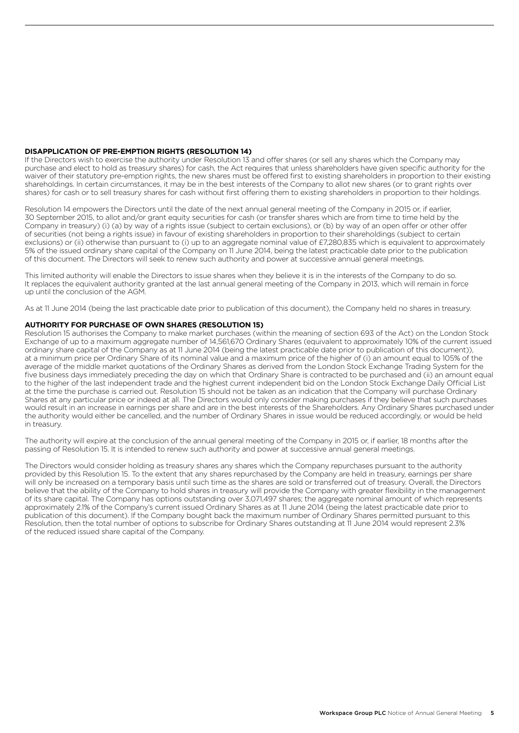### DISAPPLICATION OF PRE-EMPTION RIGHTS (RESOLUTION 14)

If the Directors wish to exercise the authority under Resolution 13 and offer shares (or sell any shares which the Company may purchase and elect to hold as treasury shares) for cash, the Act requires that unless shareholders have given specific authority for the waiver of their statutory pre-emption rights, the new shares must be offered first to existing shareholders in proportion to their existing shareholdings. In certain circumstances, it may be in the best interests of the Company to allot new shares (or to grant rights over shares) for cash or to sell treasury shares for cash without first offering them to existing shareholders in proportion to their holdings.

Resolution 14 empowers the Directors until the date of the next annual general meeting of the Company in 2015 or, if earlier, 30 September 2015, to allot and/or grant equity securities for cash (or transfer shares which are from time to time held by the Company in treasury) (i) (a) by way of a rights issue (subject to certain exclusions), or (b) by way of an open offer or other offer of securities (not being a rights issue) in favour of existing shareholders in proportion to their shareholdings (subject to certain exclusions) or (ii) otherwise than pursuant to (i) up to an aggregate nominal value of £7,280,835 which is equivalent to approximately 5% of the issued ordinary share capital of the Company on 11 June 2014, being the latest practicable date prior to the publication of this document. The Directors will seek to renew such authority and power at successive annual general meetings.

This limited authority will enable the Directors to issue shares when they believe it is in the interests of the Company to do so. It replaces the equivalent authority granted at the last annual general meeting of the Company in 2013, which will remain in force up until the conclusion of the AGM.

As at 11 June 2014 (being the last practicable date prior to publication of this document), the Company held no shares in treasury.

### AUTHORITY FOR PURCHASE OF OWN SHARES (RESOLUTION 15)

Resolution 15 authorises the Company to make market purchases (within the meaning of section 693 of the Act) on the London Stock Exchange of up to a maximum aggregate number of 14,561,670 Ordinary Shares (equivalent to approximately 10% of the current issued ordinary share capital of the Company as at 11 June 2014 (being the latest practicable date prior to publication of this document)), at a minimum price per Ordinary Share of its nominal value and a maximum price of the higher of (i) an amount equal to 105% of the average of the middle market quotations of the Ordinary Shares as derived from the London Stock Exchange Trading System for the five business days immediately preceding the day on which that Ordinary Share is contracted to be purchased and (ii) an amount equal to the higher of the last independent trade and the highest current independent bid on the London Stock Exchange Daily Official List at the time the purchase is carried out. Resolution 15 should not be taken as an indication that the Company will purchase Ordinary Shares at any particular price or indeed at all. The Directors would only consider making purchases if they believe that such purchases would result in an increase in earnings per share and are in the best interests of the Shareholders. Any Ordinary Shares purchased under the authority would either be cancelled, and the number of Ordinary Shares in issue would be reduced accordingly, or would be held in treasury.

The authority will expire at the conclusion of the annual general meeting of the Company in 2015 or, if earlier, 18 months after the passing of Resolution 15. It is intended to renew such authority and power at successive annual general meetings.

The Directors would consider holding as treasury shares any shares which the Company repurchases pursuant to the authority provided by this Resolution 15. To the extent that any shares repurchased by the Company are held in treasury, earnings per share will only be increased on a temporary basis until such time as the shares are sold or transferred out of treasury. Overall, the Directors believe that the ability of the Company to hold shares in treasury will provide the Company with greater flexibility in the management of its share capital. The Company has options outstanding over 3,071,497 shares; the aggregate nominal amount of which represents approximately 2.1% of the Company's current issued Ordinary Shares as at 11 June 2014 (being the latest practicable date prior to publication of this document). If the Company bought back the maximum number of Ordinary Shares permitted pursuant to this Resolution, then the total number of options to subscribe for Ordinary Shares outstanding at 11 June 2014 would represent 2.3% of the reduced issued share capital of the Company.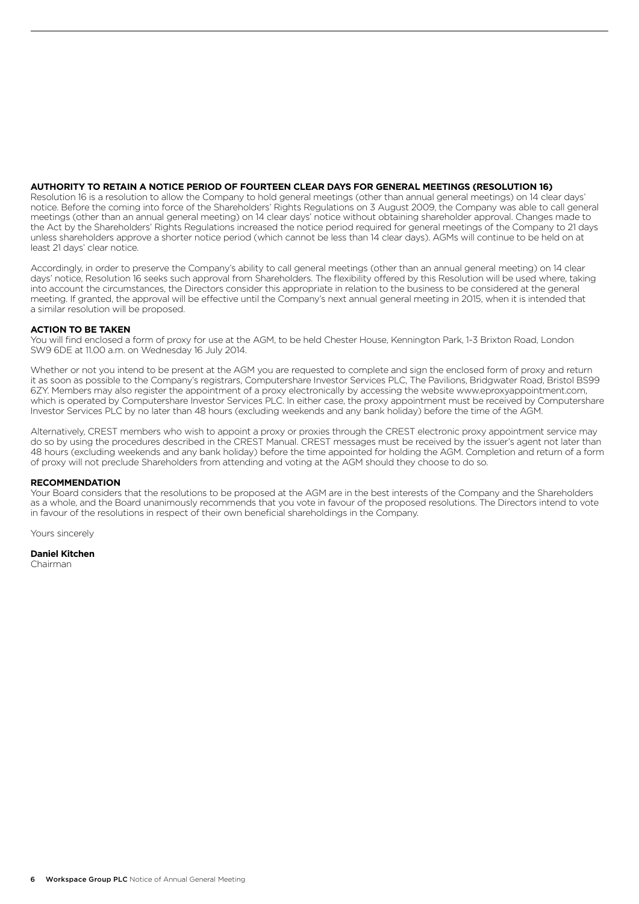**AUTHORITY TO RETAIN A NOTICE PERIOD OF FOURTEEN CLEAR DAYS FOR GENERAL MEETINGS (RESOLUTION 16)**

Resolution 16 is a resolution to allow the Company to hold general meetings (other than annual general meetings) on 14 clear days' notice. Before the coming into force of the Shareholders' Rights Regulations on 3 August 2009, the Company was able to call general meetings (other than an annual general meeting) on 14 clear days' notice without obtaining shareholder approval. Changes made to the Act by the Shareholders' Rights Regulations increased the notice period required for general meetings of the Company to 21 days unless shareholders approve a shorter notice period (which cannot be less than 14 clear days). AGMs will continue to be held on at least 21 days' clear notice.

Accordingly, in order to preserve the Company's ability to call general meetings (other than an annual general meeting) on 14 clear days' notice, Resolution 16 seeks such approval from Shareholders. The flexibility offered by this Resolution will be used where, taking into account the circumstances, the Directors consider this appropriate in relation to the business to be considered at the general meeting. If granted, the approval will be effective until the Company's next annual general meeting in 2015, when it is intended that a similar resolution will be proposed.

**ACTION TO BE TAKEN**

You will find enclosed a form of proxy for use at the AGM, to be held Chester House, Kennington Park, 1-3 Brixton Road, London SW9 6DE at 11.00 a.m. on Wednesday 16 July 2014.

Whether or not you intend to be present at the AGM you are requested to complete and sign the enclosed form of proxy and return it as soon as possible to the Company's registrars, Computershare Investor Services PLC, The Pavilions, Bridgwater Road, Bristol BS99 6ZY. Members may also register the appointment of a proxy electronically by accessing the website www.eproxyappointment.com, which is operated by Computershare Investor Services PLC. In either case, the proxy appointment must be received by Computershare Investor Services PLC by no later than 48 hours (excluding weekends and any bank holiday) before the time of the AGM.

Alternatively, CREST members who wish to appoint a proxy or proxies through the CREST electronic proxy appointment service may do so by using the procedures described in the CREST Manual. CREST messages must be received by the issuer's agent not later than 48 hours (excluding weekends and any bank holiday) before the time appointed for holding the AGM. Completion and return of a form of proxy will not preclude Shareholders from attending and voting at the AGM should they choose to do so.

**RECOMMENDATION**

Your Board considers that the resolutions to be proposed at the AGM are in the best interests of the Company and the Shareholders as a whole, and the Board unanimously recommends that you vote in favour of the proposed resolutions. The Directors intend to vote in favour of the resolutions in respect of their own beneficial shareholdings in the Company.

Yours sincerely

**Daniel Kitchen**
Chairman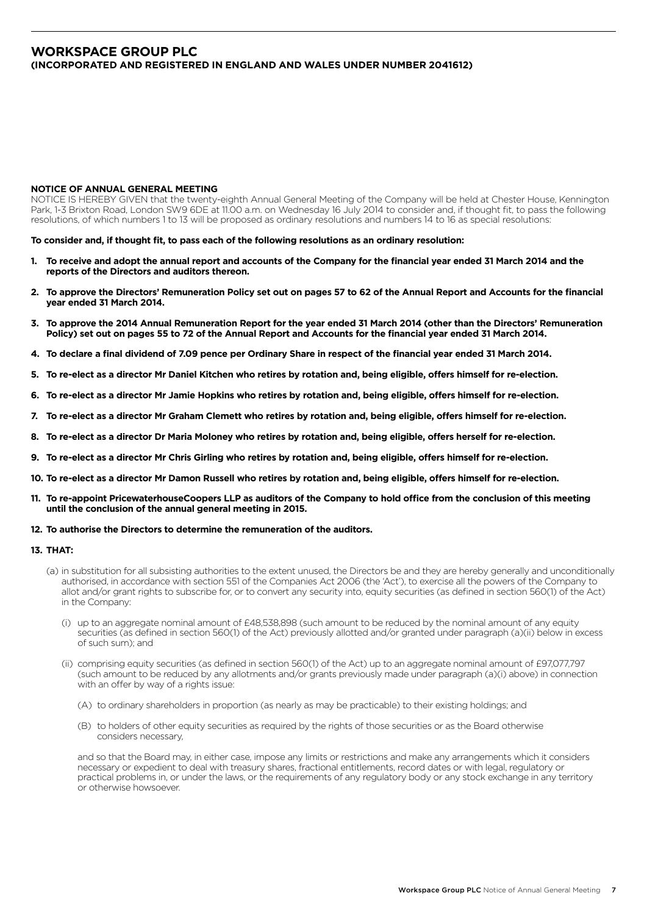# WORKSPACE GROUP PLC

**(INCORPORATED AND REGISTERED IN ENGLAND AND WALES UNDER NUMBER 2041612)**

## NOTICE OF ANNUAL GENERAL MEETING

NOTICE IS HEREBY GIVEN that the twenty-eighth Annual General Meeting of the Company will be held at Chester House, Kennington Park, 1-3 Brixton Road, London SW9 6DE at 11.00 a.m. on Wednesday 16 July 2014 to consider and, if thought fit, to pass the following resolutions, of which numbers 1 to 13 will be proposed as ordinary resolutions and numbers 14 to 16 as special resolutions:

**To consider and, if thought fit, to pass each of the following resolutions as an ordinary resolution:**

1. **To receive and adopt the annual report and accounts of the Company for the financial year ended 31 March 2014 and the reports of the Directors and auditors thereon.**
2. **To approve the Directors' Remuneration Policy set out on pages 57 to 62 of the Annual Report and Accounts for the financial year ended 31 March 2014.**
3. **To approve the 2014 Annual Remuneration Report for the year ended 31 March 2014 (other than the Directors' Remuneration Policy) set out on pages 55 to 72 of the Annual Report and Accounts for the financial year ended 31 March 2014.**
4. **To declare a final dividend of 7.09 pence per Ordinary Share in respect of the financial year ended 31 March 2014.**
5. **To re-elect as a director Mr Daniel Kitchen who retires by rotation and, being eligible, offers himself for re-election.**
6. **To re-elect as a director Mr Jamie Hopkins who retires by rotation and, being eligible, offers himself for re-election.**
7. **To re-elect as a director Mr Graham Clemett who retires by rotation and, being eligible, offers himself for re-election.**
8. **To re-elect as a director Dr Maria Moloney who retires by rotation and, being eligible, offers herself for re-election.**
9. **To re-elect as a director Mr Chris Girling who retires by rotation and, being eligible, offers himself for re-election.**
10. **To re-elect as a director Mr Damon Russell who retires by rotation and, being eligible, offers himself for re-election.**
11. **To re-appoint PricewaterhouseCoopers LLP as auditors of the Company to hold office from the conclusion of this meeting until the conclusion of the annual general meeting in 2015.**
12. **To authorise the Directors to determine the remuneration of the auditors.**
13. **THAT:**

   (a) in substitution for all subsisting authorities to the extent unused, the Directors be and they are hereby generally and unconditionally authorised, in accordance with section 551 of the Companies Act 2006 (the 'Act'), to exercise all the powers of the Company to allot and/or grant rights to subscribe for, or to convert any security into, equity securities (as defined in section 560(1) of the Act) in the Company:

   (i) up to an aggregate nominal amount of £48,538,898 (such amount to be reduced by the nominal amount of any equity securities (as defined in section 560(1) of the Act) previously allotted and/or granted under paragraph (a)(ii) below in excess of such sum); and

   (ii) comprising equity securities (as defined in section 560(1) of the Act) up to an aggregate nominal amount of £97,077,797 (such amount to be reduced by any allotments and/or grants previously made under paragraph (a)(i) above) in connection with an offer by way of a rights issue:

   (A) to ordinary shareholders in proportion (as nearly as may be practicable) to their existing holdings; and

   (B) to holders of other equity securities as required by the rights of those securities or as the Board otherwise considers necessary,

   and so that the Board may, in either case, impose any limits or restrictions and make any arrangements which it considers necessary or expedient to deal with treasury shares, fractional entitlements, record dates or with legal, regulatory or practical problems in, or under the laws, or the requirements of any regulatory body or any stock exchange in any territory or otherwise howsoever.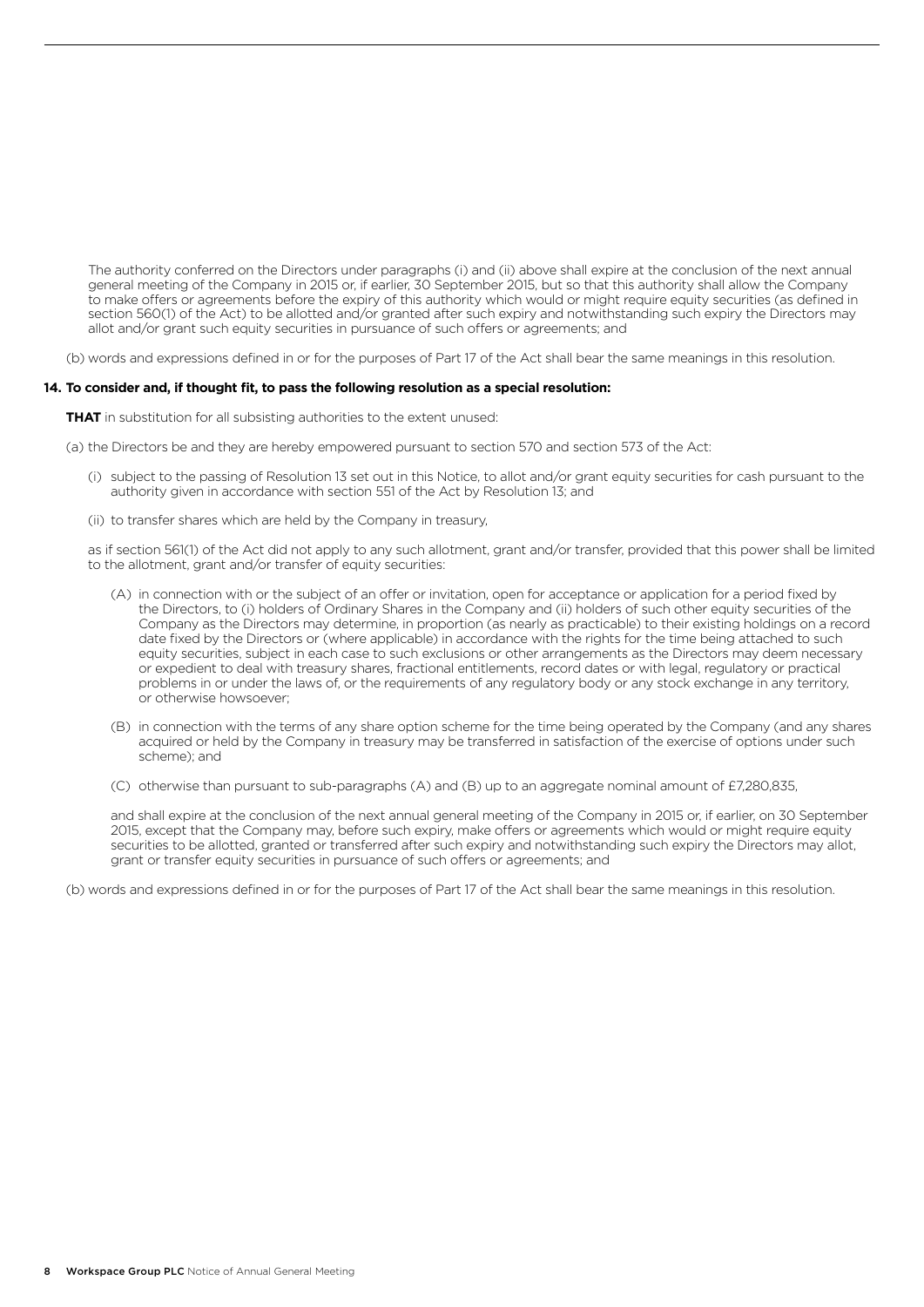The authority conferred on the Directors under paragraphs (i) and (ii) above shall expire at the conclusion of the next annual general meeting of the Company in 2015 or, if earlier, 30 September 2015, but so that this authority shall allow the Company to make offers or agreements before the expiry of this authority which would or might require equity securities (as defined in section 560(1) of the Act) to be allotted and/or granted after such expiry and notwithstanding such expiry the Directors may allot and/or grant such equity securities in pursuance of such offers or agreements; and

(b) words and expressions defined in or for the purposes of Part 17 of the Act shall bear the same meanings in this resolution.

**14. To consider and, if thought fit, to pass the following resolution as a special resolution:**

**THAT** in substitution for all subsisting authorities to the extent unused:

(a) the Directors be and they are hereby empowered pursuant to section 570 and section 573 of the Act:

(i) subject to the passing of Resolution 13 set out in this Notice, to allot and/or grant equity securities for cash pursuant to the authority given in accordance with section 551 of the Act by Resolution 13; and

(ii) to transfer shares which are held by the Company in treasury,

as if section 561(1) of the Act did not apply to any such allotment, grant and/or transfer, provided that this power shall be limited to the allotment, grant and/or transfer of equity securities:

(A) in connection with or the subject of an offer or invitation, open for acceptance or application for a period fixed by the Directors, to (i) holders of Ordinary Shares in the Company and (ii) holders of such other equity securities of the Company as the Directors may determine, in proportion (as nearly as practicable) to their existing holdings on a record date fixed by the Directors or (where applicable) in accordance with the rights for the time being attached to such equity securities, subject in each case to such exclusions or other arrangements as the Directors may deem necessary or expedient to deal with treasury shares, fractional entitlements, record dates or with legal, regulatory or practical problems in or under the laws of, or the requirements of any regulatory body or any stock exchange in any territory, or otherwise howsoever;

(B) in connection with the terms of any share option scheme for the time being operated by the Company (and any shares acquired or held by the Company in treasury may be transferred in satisfaction of the exercise of options under such scheme); and

(C) otherwise than pursuant to sub-paragraphs (A) and (B) up to an aggregate nominal amount of £7,280,835,

and shall expire at the conclusion of the next annual general meeting of the Company in 2015 or, if earlier, on 30 September 2015, except that the Company may, before such expiry, make offers or agreements which would or might require equity securities to be allotted, granted or transferred after such expiry and notwithstanding such expiry the Directors may allot, grant or transfer equity securities in pursuance of such offers or agreements; and

(b) words and expressions defined in or for the purposes of Part 17 of the Act shall bear the same meanings in this resolution.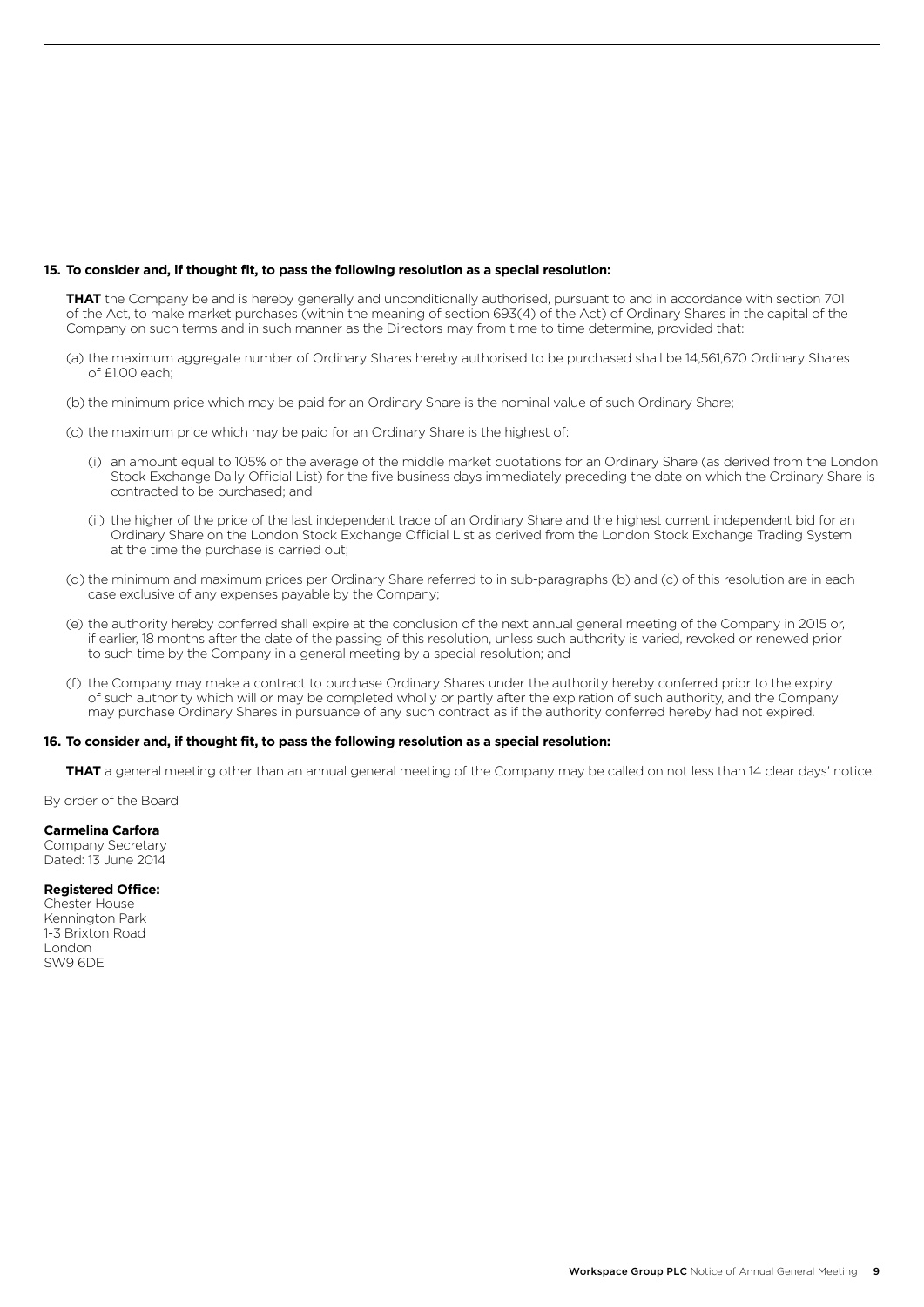**15. To consider and, if thought fit, to pass the following resolution as a special resolution:**

**THAT** the Company be and is hereby generally and unconditionally authorised, pursuant to and in accordance with section 701 of the Act, to make market purchases (within the meaning of section 693(4) of the Act) of Ordinary Shares in the capital of the Company on such terms and in such manner as the Directors may from time to time determine, provided that:

(a) the maximum aggregate number of Ordinary Shares hereby authorised to be purchased shall be 14,561,670 Ordinary Shares of £1.00 each;

(b) the minimum price which may be paid for an Ordinary Share is the nominal value of such Ordinary Share;

(c) the maximum price which may be paid for an Ordinary Share is the highest of:

(i) an amount equal to 105% of the average of the middle market quotations for an Ordinary Share (as derived from the London Stock Exchange Daily Official List) for the five business days immediately preceding the date on which the Ordinary Share is contracted to be purchased; and

(ii) the higher of the price of the last independent trade of an Ordinary Share and the highest current independent bid for an Ordinary Share on the London Stock Exchange Official List as derived from the London Stock Exchange Trading System at the time the purchase is carried out;

(d) the minimum and maximum prices per Ordinary Share referred to in sub-paragraphs (b) and (c) of this resolution are in each case exclusive of any expenses payable by the Company;

(e) the authority hereby conferred shall expire at the conclusion of the next annual general meeting of the Company in 2015 or, if earlier, 18 months after the date of the passing of this resolution, unless such authority is varied, revoked or renewed prior to such time by the Company in a general meeting by a special resolution; and

(f) the Company may make a contract to purchase Ordinary Shares under the authority hereby conferred prior to the expiry of such authority which will or may be completed wholly or partly after the expiration of such authority, and the Company may purchase Ordinary Shares in pursuance of any such contract as if the authority conferred hereby had not expired.

**16. To consider and, if thought fit, to pass the following resolution as a special resolution:**

**THAT** a general meeting other than an annual general meeting of the Company may be called on not less than 14 clear days' notice.

By order of the Board

**Carmelina Carfora**
Company Secretary
Dated: 13 June 2014

**Registered Office:**
Chester House
Kennington Park
1-3 Brixton Road
London
SW9 6DE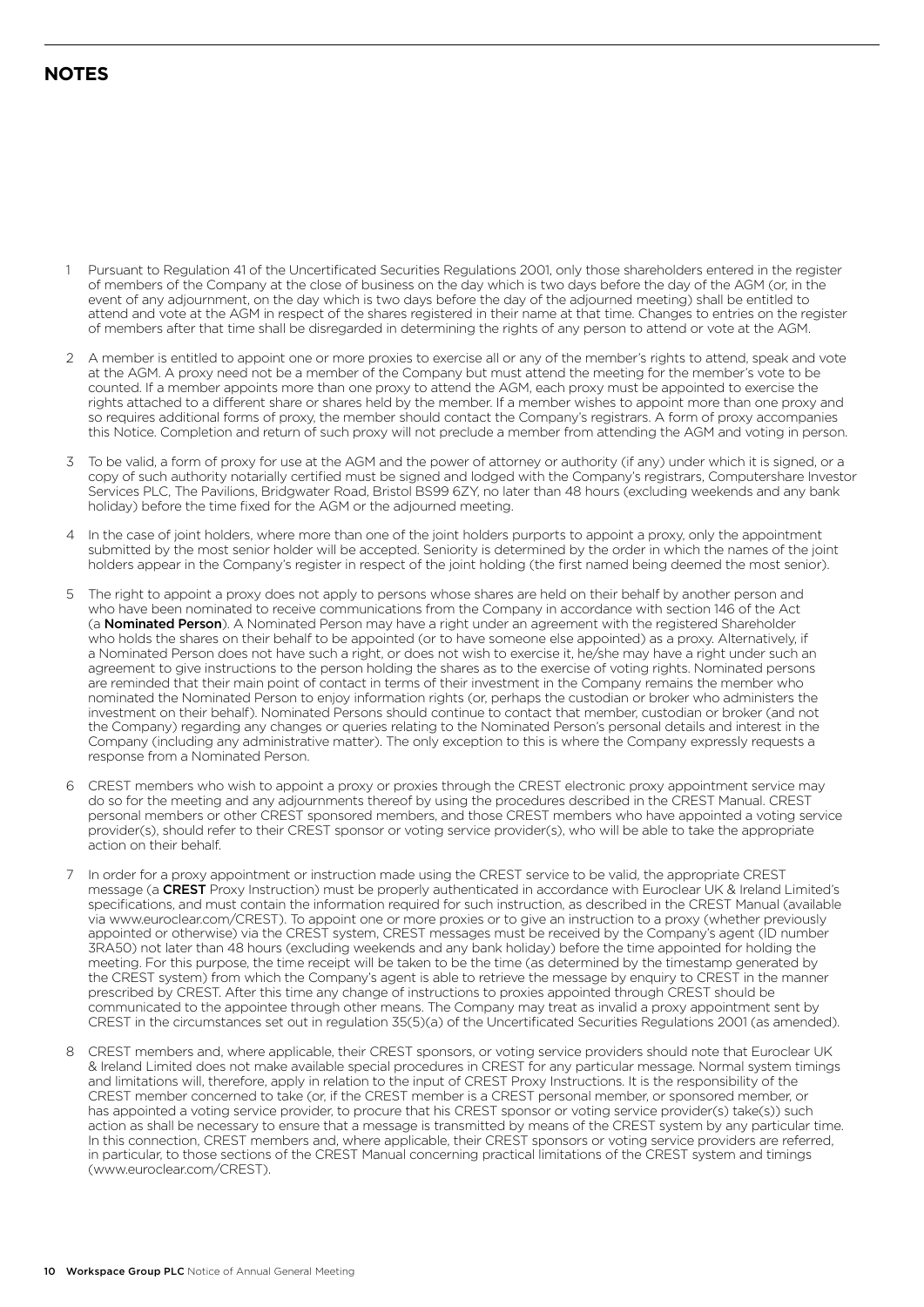## NOTES

1. Pursuant to Regulation 41 of the Uncertificated Securities Regulations 2001, only those shareholders entered in the register of members of the Company at the close of business on the day which is two days before the day of the AGM (or, in the event of any adjournment, on the day which is two days before the day of the adjourned meeting) shall be entitled to attend and vote at the AGM in respect of the shares registered in their name at that time. Changes to entries on the register of members after that time shall be disregarded in determining the rights of any person to attend or vote at the AGM.

2. A member is entitled to appoint one or more proxies to exercise all or any of the member's rights to attend, speak and vote at the AGM. A proxy need not be a member of the Company but must attend the meeting for the member's vote to be counted. If a member appoints more than one proxy to attend the AGM, each proxy must be appointed to exercise the rights attached to a different share or shares held by the member. If a member wishes to appoint more than one proxy and so requires additional forms of proxy, the member should contact the Company's registrars. A form of proxy accompanies this Notice. Completion and return of such proxy will not preclude a member from attending the AGM and voting in person.

3. To be valid, a form of proxy for use at the AGM and the power of attorney or authority (if any) under which it is signed, or a copy of such authority notarially certified must be signed and lodged with the Company's registrars, Computershare Investor Services PLC, The Pavilions, Bridgwater Road, Bristol BS99 6ZY, no later than 48 hours (excluding weekends and any bank holiday) before the time fixed for the AGM or the adjourned meeting.

4. In the case of joint holders, where more than one of the joint holders purports to appoint a proxy, only the appointment submitted by the most senior holder will be accepted. Seniority is determined by the order in which the names of the joint holders appear in the Company's register in respect of the joint holding (the first named being deemed the most senior).

5. The right to appoint a proxy does not apply to persons whose shares are held on their behalf by another person and who have been nominated to receive communications from the Company in accordance with section 146 of the Act (a **Nominated Person**). A Nominated Person may have a right under an agreement with the registered Shareholder who holds the shares on their behalf to be appointed (or to have someone else appointed) as a proxy. Alternatively, if a Nominated Person does not have such a right, or does not wish to exercise it, he/she may have a right under such an agreement to give instructions to the person holding the shares as to the exercise of voting rights. Nominated persons are reminded that their main point of contact in terms of their investment in the Company remains the member who nominated the Nominated Person to enjoy information rights (or, perhaps the custodian or broker who administers the investment on their behalf). Nominated Persons should continue to contact that member, custodian or broker (and not the Company) regarding any changes or queries relating to the Nominated Person's personal details and interest in the Company (including any administrative matter). The only exception to this is where the Company expressly requests a response from a Nominated Person.

6. CREST members who wish to appoint a proxy or proxies through the CREST electronic proxy appointment service may do so for the meeting and any adjournments thereof by using the procedures described in the CREST Manual. CREST personal members or other CREST sponsored members, and those CREST members who have appointed a voting service provider(s), should refer to their CREST sponsor or voting service provider(s), who will be able to take the appropriate action on their behalf.

7. In order for a proxy appointment or instruction made using the CREST service to be valid, the appropriate CREST message (a **CREST** Proxy Instruction) must be properly authenticated in accordance with Euroclear UK & Ireland Limited's specifications, and must contain the information required for such instruction, as described in the CREST Manual (available via www.euroclear.com/CREST). To appoint one or more proxies or to give an instruction to a proxy (whether previously appointed or otherwise) via the CREST system, CREST messages must be received by the Company's agent (ID number 3RA50) not later than 48 hours (excluding weekends and any bank holiday) before the time appointed for holding the meeting. For this purpose, the time receipt will be taken to be the time (as determined by the timestamp generated by the CREST system) from which the Company's agent is able to retrieve the message by enquiry to CREST in the manner prescribed by CREST. After this time any change of instructions to proxies appointed through CREST should be communicated to the appointee through other means. The Company may treat as invalid a proxy appointment sent by CREST in the circumstances set out in regulation 35(5)(a) of the Uncertificated Securities Regulations 2001 (as amended).

8. CREST members and, where applicable, their CREST sponsors, or voting service providers should note that Euroclear UK & Ireland Limited does not make available special procedures in CREST for any particular message. Normal system timings and limitations will, therefore, apply in relation to the input of CREST Proxy Instructions. It is the responsibility of the CREST member concerned to take (or, if the CREST member is a CREST personal member, or sponsored member, or has appointed a voting service provider, to procure that his CREST sponsor or voting service provider(s) take(s)) such action as shall be necessary to ensure that a message is transmitted by means of the CREST system by any particular time. In this connection, CREST members and, where applicable, their CREST sponsors or voting service providers are referred, in particular, to those sections of the CREST Manual concerning practical limitations of the CREST system and timings (www.euroclear.com/CREST).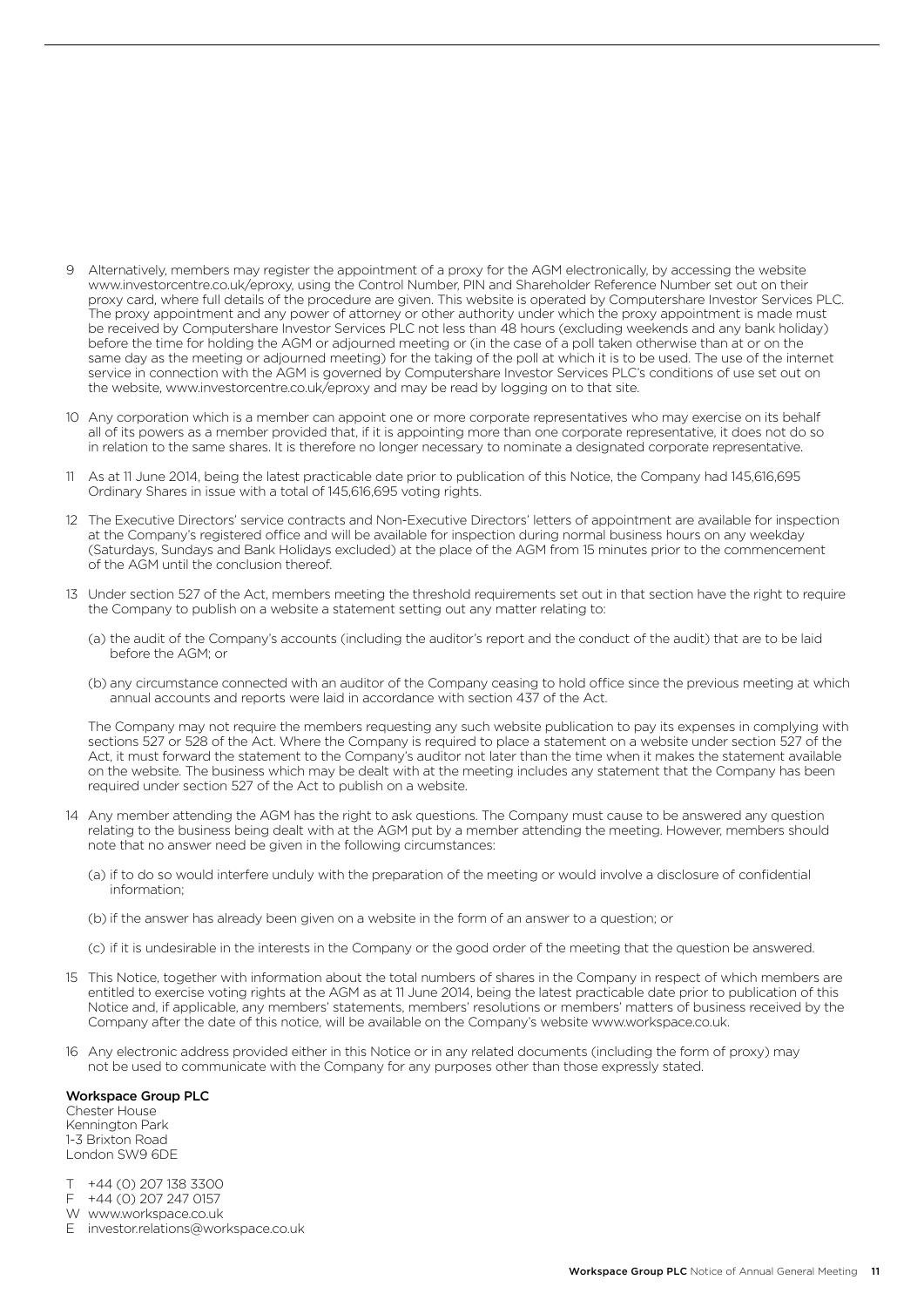9 Alternatively, members may register the appointment of a proxy for the AGM electronically, by accessing the website www.investorcentre.co.uk/eproxy, using the Control Number, PIN and Shareholder Reference Number set out on their proxy card, where full details of the procedure are given. This website is operated by Computershare Investor Services PLC. The proxy appointment and any power of attorney or other authority under which the proxy appointment is made must be received by Computershare Investor Services PLC not less than 48 hours (excluding weekends and any bank holiday) before the time for holding the AGM or adjourned meeting or (in the case of a poll taken otherwise than at or on the same day as the meeting or adjourned meeting) for the taking of the poll at which it is to be used. The use of the internet service in connection with the AGM is governed by Computershare Investor Services PLC's conditions of use set out on the website, www.investorcentre.co.uk/eproxy and may be read by logging on to that site.

10 Any corporation which is a member can appoint one or more corporate representatives who may exercise on its behalf all of its powers as a member provided that, if it is appointing more than one corporate representative, it does not do so in relation to the same shares. It is therefore no longer necessary to nominate a designated corporate representative.

11 As at 11 June 2014, being the latest practicable date prior to publication of this Notice, the Company had 145,616,695 Ordinary Shares in issue with a total of 145,616,695 voting rights.

12 The Executive Directors' service contracts and Non-Executive Directors' letters of appointment are available for inspection at the Company's registered office and will be available for inspection during normal business hours on any weekday (Saturdays, Sundays and Bank Holidays excluded) at the place of the AGM from 15 minutes prior to the commencement of the AGM until the conclusion thereof.

13 Under section 527 of the Act, members meeting the threshold requirements set out in that section have the right to require the Company to publish on a website a statement setting out any matter relating to:

(a) the audit of the Company's accounts (including the auditor's report and the conduct of the audit) that are to be laid before the AGM; or

(b) any circumstance connected with an auditor of the Company ceasing to hold office since the previous meeting at which annual accounts and reports were laid in accordance with section 437 of the Act.

The Company may not require the members requesting any such website publication to pay its expenses in complying with sections 527 or 528 of the Act. Where the Company is required to place a statement on a website under section 527 of the Act, it must forward the statement to the Company's auditor not later than the time when it makes the statement available on the website. The business which may be dealt with at the meeting includes any statement that the Company has been required under section 527 of the Act to publish on a website.

14 Any member attending the AGM has the right to ask questions. The Company must cause to be answered any question relating to the business being dealt with at the AGM put by a member attending the meeting. However, members should note that no answer need be given in the following circumstances:

(a) if to do so would interfere unduly with the preparation of the meeting or would involve a disclosure of confidential information;

(b) if the answer has already been given on a website in the form of an answer to a question; or

(c) if it is undesirable in the interests in the Company or the good order of the meeting that the question be answered.

15 This Notice, together with information about the total numbers of shares in the Company in respect of which members are entitled to exercise voting rights at the AGM as at 11 June 2014, being the latest practicable date prior to publication of this Notice and, if applicable, any members' statements, members' resolutions or members' matters of business received by the Company after the date of this notice, will be available on the Company's website www.workspace.co.uk.

16 Any electronic address provided either in this Notice or in any related documents (including the form of proxy) may not be used to communicate with the Company for any purposes other than those expressly stated.

**Workspace Group PLC**
Chester House
Kennington Park
1-3 Brixton Road
London SW9 6DE

T +44 (0) 207 138 3300
F +44 (0) 207 247 0157
W www.workspace.co.uk
E investor.relations@workspace.co.uk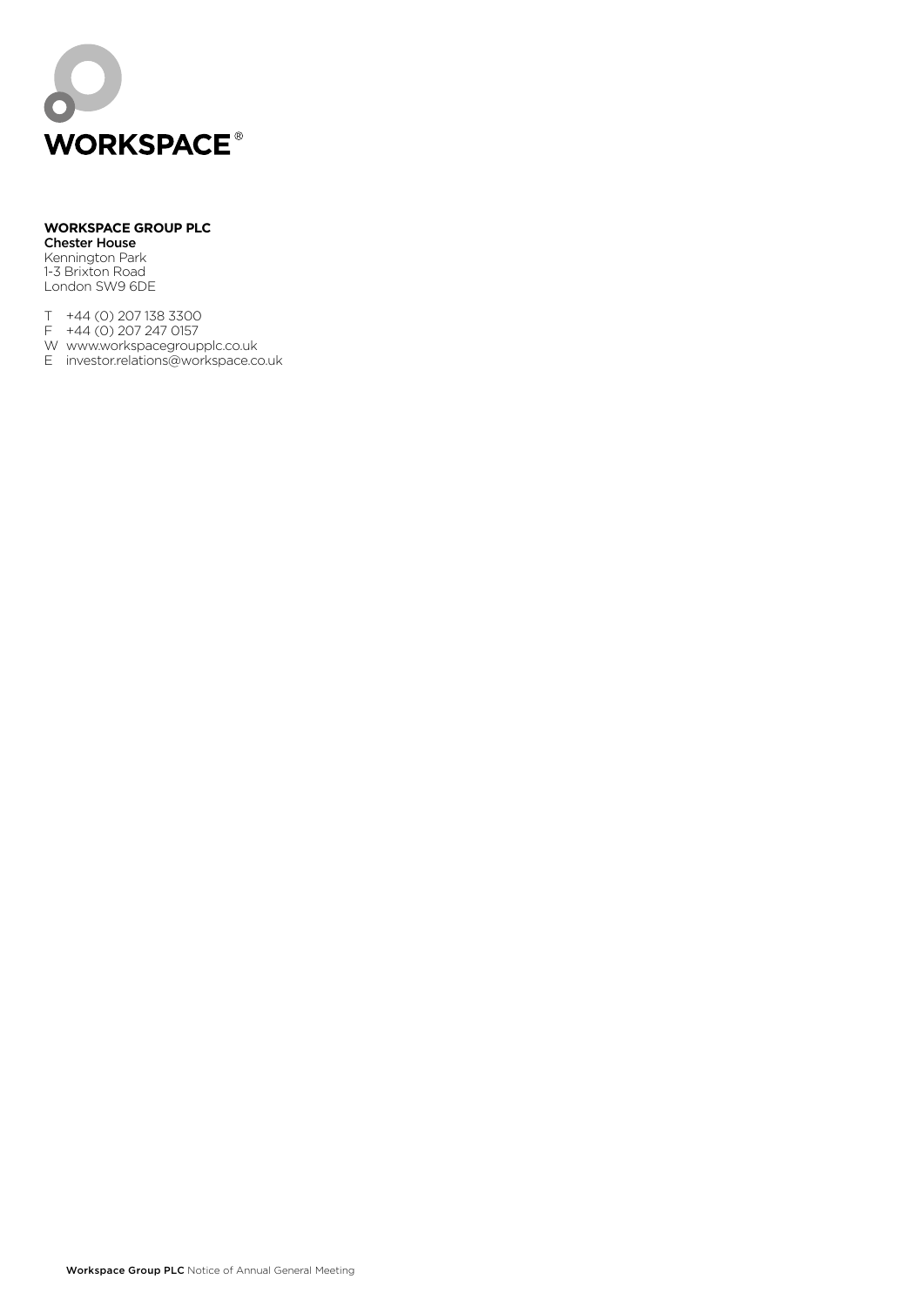WORKSPACE®

**WORKSPACE GROUP PLC**
**Chester House**
Kennington Park
1-3 Brixton Road
London SW9 6DE

T +44 (0) 207 138 3300
F +44 (0) 207 247 0157
W www.workspacegroupplc.co.uk
E investor.relations@workspace.co.uk